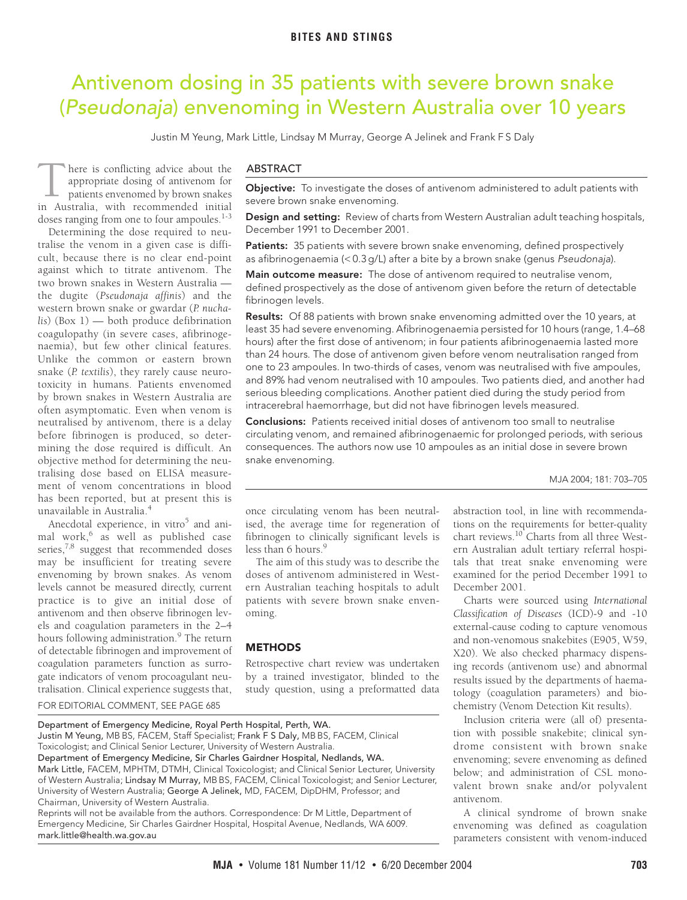# Antivenom dosing in 35 patients with severe brown snake (*Pseudonaja*) envenoming in Western Australia over 10 years

Justin M Yeung, Mark Little, Lindsay M Murray, George A Jelinek and Frank F S Daly

## ABSTRACT

**Objective:** To investigate the doses of antivenom administered to adult patients with severe brown snake envenoming.

**Design and setting:** Review of charts from Western Australian adult teaching hospitals, December 1991 to December 2001.

**Patients:** 35 patients with severe brown snake envenoming, defined prospectively as afibrinogenaemia (< 0.3 g/L) after a bite by a brown snake (genus *Pseudonaja*).

**Main outcome measure:** The dose of antivenom required to neutralise venom, defined prospectively as the dose of antivenom given before the return of detectable fibrinogen levels.

**Results:** Of 88 patients with brown snake envenoming admitted over the 10 years, at least 35 had severe envenoming. Afibrinogenaemia persisted for 10 hours (range, 1.4–68 hours) after the first dose of antivenom; in four patients afibrinogenaemia lasted more than 24 hours. The dose of antivenom given before venom neutralisation ranged from one to 23 ampoules. In two-thirds of cases, venom was neutralised with five ampoules, and 89% had venom neutralised with 10 ampoules. Two patients died, and another had serious bleeding complications. Another patient died during the study period from intracerebral haemorrhage, but did not have fibrinogen levels measured.

**Conclusions:** Patients received initial doses of antivenom too small to neutralise circulating venom, and remained afibrinogenaemic for prolonged periods, with serious consequences. The authors now use 10 ampoules as an initial dose in severe brown snake envenoming.

MJA 2004; 181: 703–705

There is conflicting advice about the appropriate dosing of antivenom for patients envenomed by brown snakes in Australia, with recommended initial doses ranging from one to four ampoules.[1-3]

Determining the dose required to neutralise the venom in a given case is difficult, because there is no clear end-point against which to titrate antivenom. The two brown snakes in Western Australia — the dugite (*Pseudonaja affinis*) and the western brown snake or gwardar (*P. nuchalis*) (Box 1) — both produce defibrination coagulopathy (in severe cases, afibrinogenaemia), but few other clinical features. Unlike the common or eastern brown snake (*P. textilis*), they rarely cause neurotoxicity in humans. Patients envenomed by brown snakes in Western Australia are often asymptomatic. Even when venom is neutralised by antivenom, there is a delay before fibrinogen is produced, so determining the dose required is difficult. An objective method for determining the neutralising dose based on ELISA measurement of venom concentrations in blood has been reported, but at present this is unavailable in Australia.[4]

Anecdotal experience, in vitro[5] and animal work,[6] as well as published case series,[7,8] suggest that recommended doses may be insufficient for treating severe envenoming by brown snakes. As venom levels cannot be measured directly, current practice is to give an initial dose of antivenom and then observe fibrinogen levels and coagulation parameters in the 2–4 hours following administration.[9] The return of detectable fibrinogen and improvement of coagulation parameters function as surrogate indicators of venom procoagulant neutralisation. Clinical experience suggests that, once circulating venom has been neutralised, the average time for regeneration of fibrinogen to clinically significant levels is less than 6 hours.[9]

The aim of this study was to describe the doses of antivenom administered in Western Australian teaching hospitals to adult patients with severe brown snake envenoming.

FOR EDITORIAL COMMENT, SEE PAGE 685

## METHODS

Retrospective chart review was undertaken by a trained investigator, blinded to the study question, using a preformatted data abstraction tool, in line with recommendations on the requirements for better-quality chart reviews.[10] Charts from all three Western Australian adult tertiary referral hospitals that treat snake envenoming were examined for the period December 1991 to December 2001.

Charts were sourced using *International Classification of Diseases* (ICD)-9 and -10 external-cause coding to capture venomous and non-venomous snakebites (E905, W59, X20). We also checked pharmacy dispensing records (antivenom use) and abnormal results issued by the departments of haematology (coagulation parameters) and biochemistry (Venom Detection Kit results).

Inclusion criteria were (all of) presentation with possible snakebite; clinical syndrome consistent with brown snake envenoming; severe envenoming as defined below; and administration of CSL monovalent brown snake and/or polyvalent antivenom.

A clinical syndrome of brown snake envenoming was defined as coagulation parameters consistent with venom-induced

Department of Emergency Medicine, Royal Perth Hospital, Perth, WA.
Justin M Yeung, MB BS, FACEM, Staff Specialist; Frank F S Daly, MB BS, FACEM, Clinical Toxicologist; and Clinical Senior Lecturer, University of Western Australia.
Department of Emergency Medicine, Sir Charles Gairdner Hospital, Nedlands, WA.
Mark Little, FACEM, MPHTM, DTMH, Clinical Toxicologist; and Clinical Senior Lecturer, University of Western Australia; Lindsay M Murray, MB BS, FACEM, Clinical Toxicologist; and Senior Lecturer, University of Western Australia; George A Jelinek, MD, FACEM, DipDHM, Professor; and Chairman, University of Western Australia.
Reprints will not be available from the authors. Correspondence: Dr M Little, Department of Emergency Medicine, Sir Charles Gairdner Hospital, Hospital Avenue, Nedlands, WA 6009. mark.little@health.wa.gov.au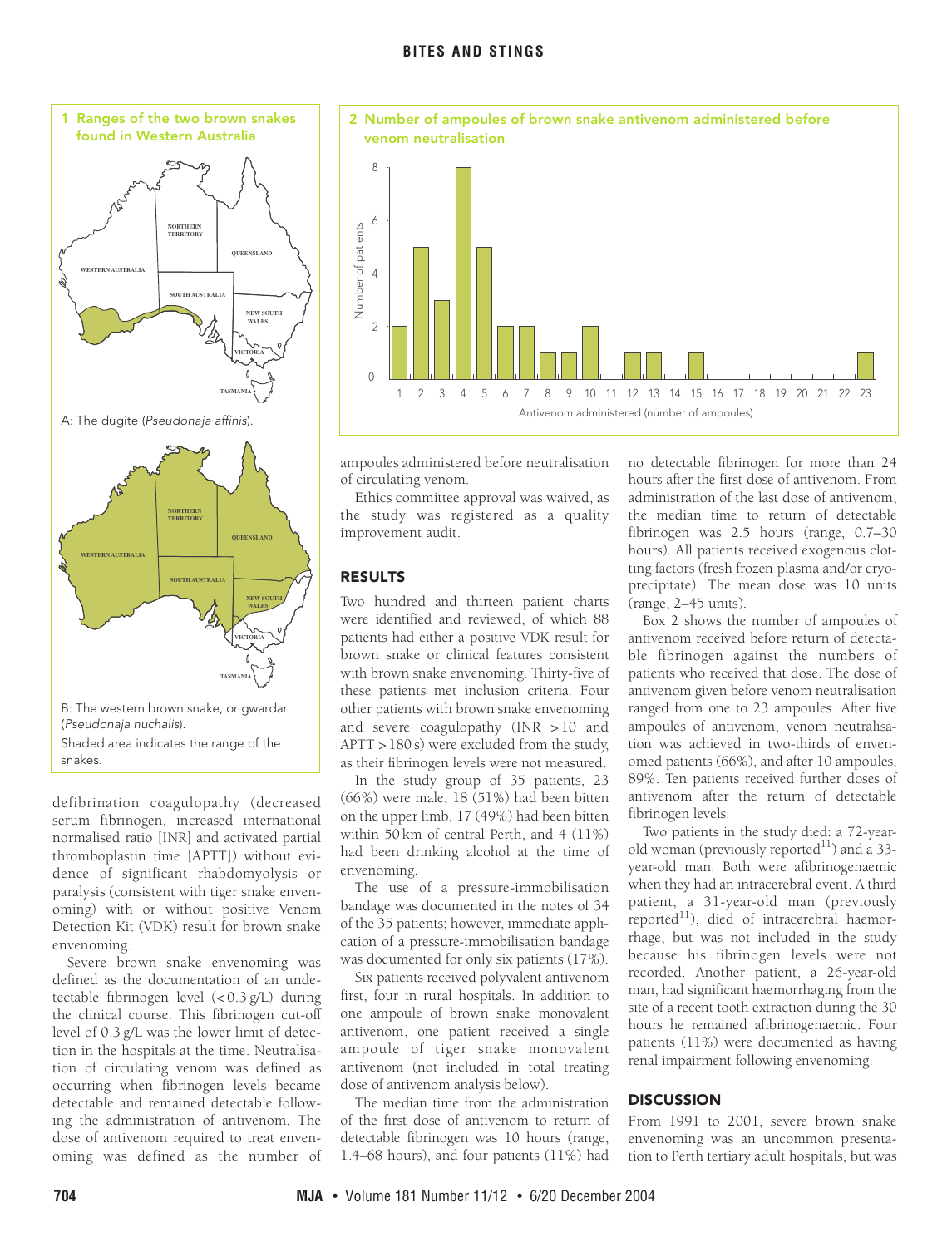**1 Ranges of the two brown snakes found in Western Australia**

A: The dugite (*Pseudonaja affinis*).

B: The western brown snake, or gwardar (*Pseudonaja nuchalis*).

Shaded area indicates the range of the snakes.

**2 Number of ampoules of brown snake antivenom administered before venom neutralisation**

| Antivenom administered (number of ampoules) | Number of patients |
|---|---|
| 1 | 2 |
| 2 | 5 |
| 3 | 3 |
| 4 | 8 |
| 5 | 5 |
| 6 | 2 |
| 7 | 2 |
| 8 | 1 |
| 9 | 1 |
| 10 | 2 |
| 11 | 0 |
| 12 | 1 |
| 13 | 1 |
| 14 | 0 |
| 15 | 1 |
| 16 | 0 |
| 17 | 0 |
| 18 | 0 |
| 19 | 0 |
| 20 | 0 |
| 21 | 0 |
| 22 | 0 |
| 23 | 1 |

defibrination coagulopathy (decreased serum fibrinogen, increased international normalised ratio [INR] and activated partial thromboplastin time [APTT]) without evidence of significant rhabdomyolysis or paralysis (consistent with tiger snake envenoming) with or without positive Venom Detection Kit (VDK) result for brown snake envenoming.

Severe brown snake envenoming was defined as the documentation of an undetectable fibrinogen level (< 0.3 g/L) during the clinical course. This fibrinogen cut-off level of 0.3 g/L was the lower limit of detection in the hospitals at the time. Neutralisation of circulating venom was defined as occurring when fibrinogen levels became detectable and remained detectable following the administration of antivenom. The dose of antivenom required to treat envenoming was defined as the number of ampoules administered before neutralisation of circulating venom.

Ethics committee approval was waived, as the study was registered as a quality improvement audit.

## RESULTS

Two hundred and thirteen patient charts were identified and reviewed, of which 88 patients had either a positive VDK result for brown snake or clinical features consistent with brown snake envenoming. Thirty-five of these patients met inclusion criteria. Four other patients with brown snake envenoming and severe coagulopathy (INR > 10 and APTT > 180 s) were excluded from the study, as their fibrinogen levels were not measured.

In the study group of 35 patients, 23 (66%) were male, 18 (51%) had been bitten on the upper limb, 17 (49%) had been bitten within 50 km of central Perth, and 4 (11%) had been drinking alcohol at the time of envenoming.

The use of a pressure-immobilisation bandage was documented in the notes of 34 of the 35 patients; however, immediate application of a pressure-immobilisation bandage was documented for only six patients (17%).

Six patients received polyvalent antivenom first, four in rural hospitals. In addition to one ampoule of brown snake monovalent antivenom, one patient received a single ampoule of tiger snake monovalent antivenom (not included in total treating dose of antivenom analysis below).

The median time from the administration of the first dose of antivenom to return of detectable fibrinogen was 10 hours (range, 1.4–68 hours), and four patients (11%) had no detectable fibrinogen for more than 24 hours after the first dose of antivenom. From administration of the last dose of antivenom, the median time to return of detectable fibrinogen was 2.5 hours (range, 0.7–30 hours). All patients received exogenous clotting factors (fresh frozen plasma and/or cryoprecipitate). The mean dose was 10 units (range, 2–45 units).

Box 2 shows the number of ampoules of antivenom received before return of detectable fibrinogen against the numbers of patients who received that dose. The dose of antivenom given before venom neutralisation ranged from one to 23 ampoules. After five ampoules of antivenom, venom neutralisation was achieved in two-thirds of envenomed patients (66%), and after 10 ampoules, 89%. Ten patients received further doses of antivenom after the return of detectable fibrinogen levels.

Two patients in the study died: a 72-year-old woman (previously reported[11]) and a 33-year-old man. Both were afibrinogenaemic when they had an intracerebral event. A third patient, a 31-year-old man (previously reported[11]), died of intracerebral haemorrhage, but was not included in the study because his fibrinogen levels were not recorded. Another patient, a 26-year-old man, had significant haemorrhaging from the site of a recent tooth extraction during the 30 hours he remained afibrinogenaemic. Four patients (11%) were documented as having renal impairment following envenoming.

## DISCUSSION

From 1991 to 2001, severe brown snake envenoming was an uncommon presentation to Perth tertiary adult hospitals, but was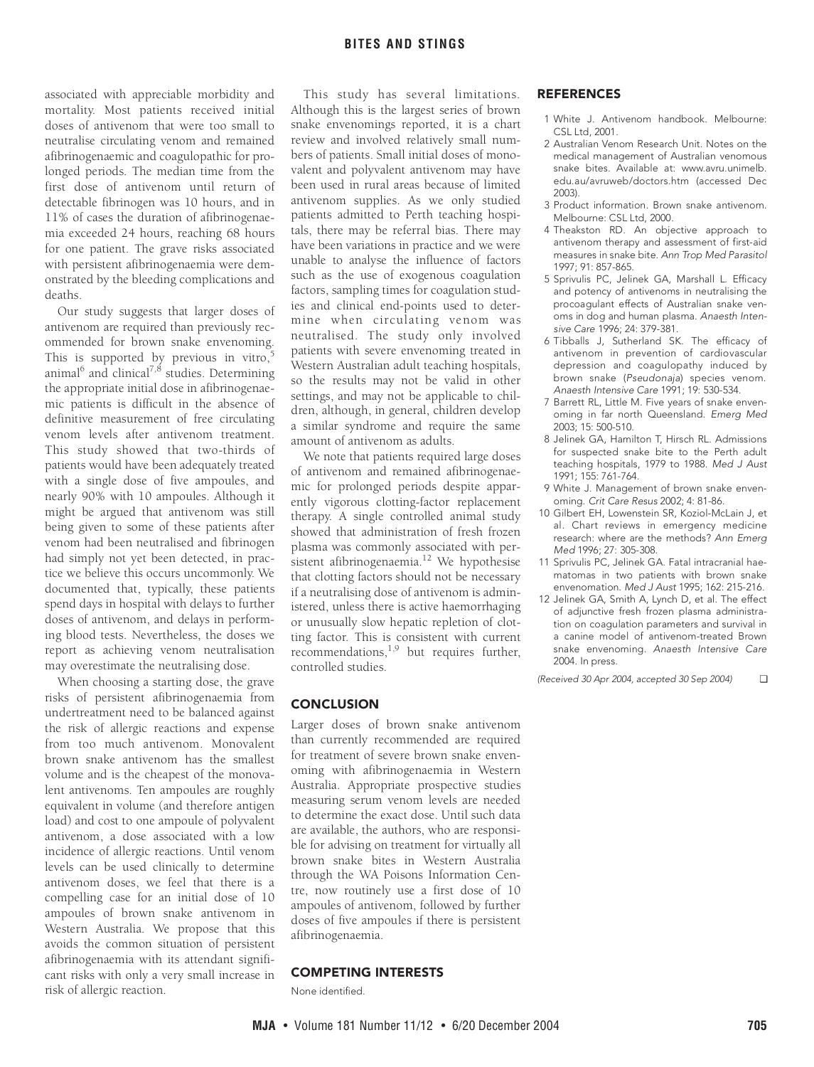associated with appreciable morbidity and mortality. Most patients received initial doses of antivenom that were too small to neutralise circulating venom and remained afibrinogenaemic and coagulopathic for prolonged periods. The median time from the first dose of antivenom until return of detectable fibrinogen was 10 hours, and in 11% of cases the duration of afibrinogenaemia exceeded 24 hours, reaching 68 hours for one patient. The grave risks associated with persistent afibrinogenaemia were demonstrated by the bleeding complications and deaths.

Our study suggests that larger doses of antivenom are required than previously recommended for brown snake envenoming. This is supported by previous in vitro,[5] animal[6] and clinical[7,8] studies. Determining the appropriate initial dose in afibrinogenaemic patients is difficult in the absence of definitive measurement of free circulating venom levels after antivenom treatment. This study showed that two-thirds of patients would have been adequately treated with a single dose of five ampoules, and nearly 90% with 10 ampoules. Although it might be argued that antivenom was still being given to some of these patients after venom had been neutralised and fibrinogen had simply not yet been detected, in practice we believe this occurs uncommonly. We documented that, typically, these patients spend days in hospital with delays to further doses of antivenom, and delays in performing blood tests. Nevertheless, the doses we report as achieving venom neutralisation may overestimate the neutralising dose.

When choosing a starting dose, the grave risks of persistent afibrinogenaemia from undertreatment need to be balanced against the risk of allergic reactions and expense from too much antivenom. Monovalent brown snake antivenom has the smallest volume and is the cheapest of the monovalent antivenoms. Ten ampoules are roughly equivalent in volume (and therefore antigen load) and cost to one ampoule of polyvalent antivenom, a dose associated with a low incidence of allergic reactions. Until venom levels can be used clinically to determine antivenom doses, we feel that there is a compelling case for an initial dose of 10 ampoules of brown snake antivenom in Western Australia. We propose that this avoids the common situation of persistent afibrinogenaemia with its attendant significant risks with only a very small increase in risk of allergic reaction.

This study has several limitations. Although this is the largest series of brown snake envenomings reported, it is a chart review and involved relatively small numbers of patients. Small initial doses of monovalent and polyvalent antivenom may have been used in rural areas because of limited antivenom supplies. As we only studied patients admitted to Perth teaching hospitals, there may be referral bias. There may have been variations in practice and we were unable to analyse the influence of factors such as the use of exogenous coagulation factors, sampling times for coagulation studies and clinical end-points used to determine when circulating venom was neutralised. The study only involved patients with severe envenoming treated in Western Australian adult teaching hospitals, so the results may not be valid in other settings, and may not be applicable to children, although, in general, children develop a similar syndrome and require the same amount of antivenom as adults.

We note that patients required large doses of antivenom and remained afibrinogenaemic for prolonged periods despite apparently vigorous clotting-factor replacement therapy. A single controlled animal study showed that administration of fresh frozen plasma was commonly associated with persistent afibrinogenaemia.[12] We hypothesise that clotting factors should not be necessary if a neutralising dose of antivenom is administered, unless there is active haemorrhaging or unusually slow hepatic repletion of clotting factor. This is consistent with current recommendations,[1,9] but requires further, controlled studies.

## CONCLUSION

Larger doses of brown snake antivenom than currently recommended are required for treatment of severe brown snake envenoming with afibrinogenaemia in Western Australia. Appropriate prospective studies measuring serum venom levels are needed to determine the exact dose. Until such data are available, the authors, who are responsible for advising on treatment for virtually all brown snake bites in Western Australia through the WA Poisons Information Centre, now routinely use a first dose of 10 ampoules of antivenom, followed by further doses of five ampoules if there is persistent afibrinogenaemia.

## COMPETING INTERESTS

None identified.

## REFERENCES

1. White J. Antivenom handbook. Melbourne: CSL Ltd, 2001.
2. Australian Venom Research Unit. Notes on the medical management of Australian venomous snake bites. Available at: www.avru.unimelb.edu.au/avruweb/doctors.htm (accessed Dec 2003).
3. Product information. Brown snake antivenom. Melbourne: CSL Ltd, 2000.
4. Theakston RD. An objective approach to antivenom therapy and assessment of first-aid measures in snake bite. *Ann Trop Med Parasitol* 1997; 91: 857-865.
5. Sprivulis PC, Jelinek GA, Marshall L. Efficacy and potency of antivenoms in neutralising the procoagulant effects of Australian snake venoms in dog and human plasma. *Anaesth Intensive Care* 1996; 24: 379-381.
6. Tibballs J, Sutherland SK. The efficacy of antivenom in prevention of cardiovascular depression and coagulopathy induced by brown snake (*Pseudonaja*) species venom. *Anaesth Intensive Care* 1991; 19: 530-534.
7. Barrett RL, Little M. Five years of snake envenoming in far north Queensland. *Emerg Med* 2003; 15: 500-510.
8. Jelinek GA, Hamilton T, Hirsch RL. Admissions for suspected snake bite to the Perth adult teaching hospitals, 1979 to 1988. *Med J Aust* 1991; 155: 761-764.
9. White J. Management of brown snake envenoming. *Crit Care Resus* 2002; 4: 81-86.
10. Gilbert EH, Lowenstein SR, Koziol-McLain J, et al. Chart reviews in emergency medicine research: where are the methods? *Ann Emerg Med* 1996; 27: 305-308.
11. Sprivulis PC, Jelinek GA. Fatal intracranial haematomas in two patients with brown snake envenomation. *Med J Aust* 1995; 162: 215-216.
12. Jelinek GA, Smith A, Lynch D, et al. The effect of adjunctive fresh frozen plasma administration on coagulation parameters and survival in a canine model of antivenom-treated Brown snake envenoming. *Anaesth Intensive Care* 2004. In press.

*(Received 30 Apr 2004, accepted 30 Sep 2004)*